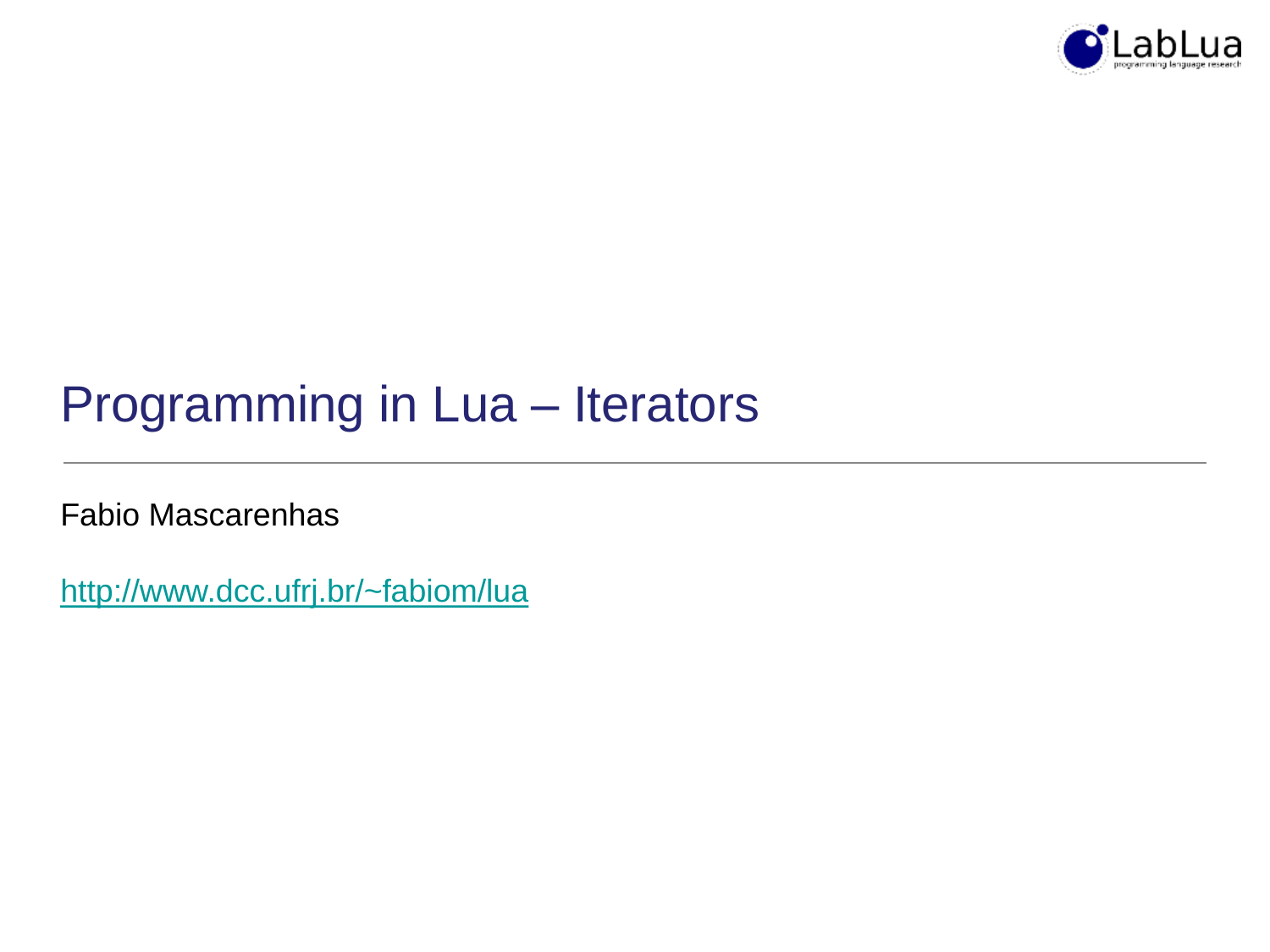# Programming in Lua – Iterators

Fabio Mascarenhas

http://www.dcc.ufrj.br/~fabiom/lua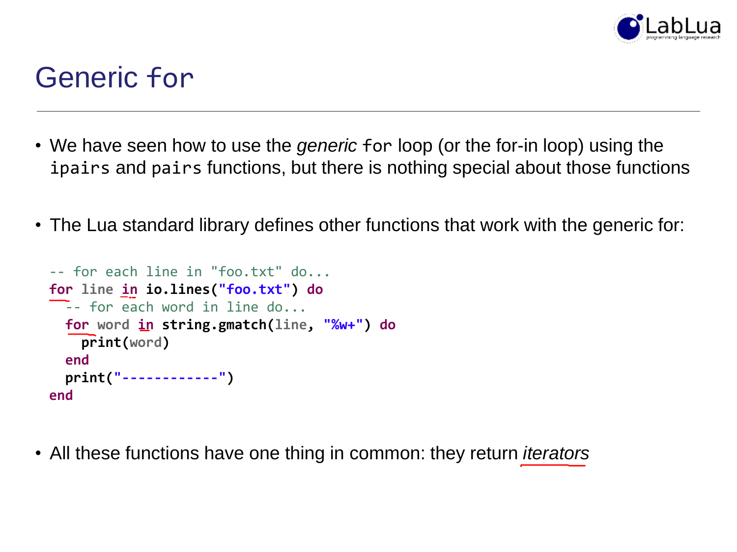# Generic `for`

- We have seen how to use the *generic* `for` loop (or the for-in loop) using the `ipairs` and `pairs` functions, but there is nothing special about those functions

- The Lua standard library defines other functions that work with the generic for:

```
-- for each line in "foo.txt" do...
for line in io.lines("foo.txt") do
  -- for each word in line do...
  for word in string.gmatch(line, "%w+") do
    print(word)
  end
  print("------------")
end
```

- All these functions have one thing in common: they return *iterators*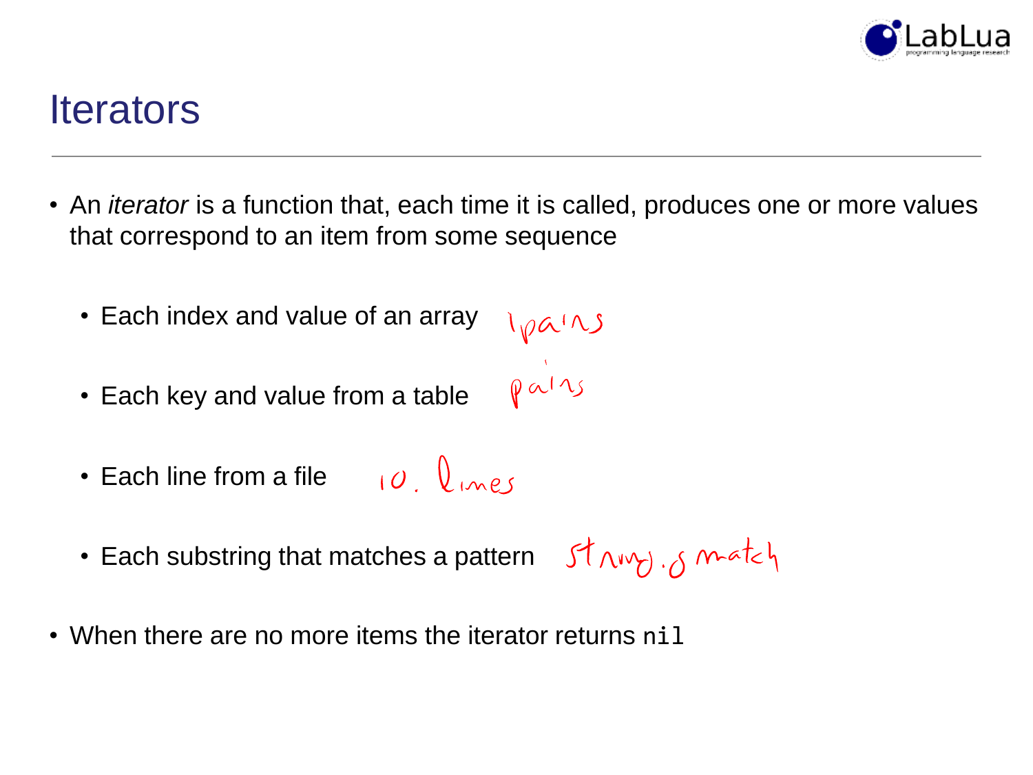# Iterators

- An *iterator* is a function that, each time it is called, produces one or more values that correspond to an item from some sequence
  - Each index and value of an array ipairs
  - Each key and value from a table pairs
  - Each line from a file io.lines
  - Each substring that matches a pattern string.gmatch
- When there are no more items the iterator returns `nil`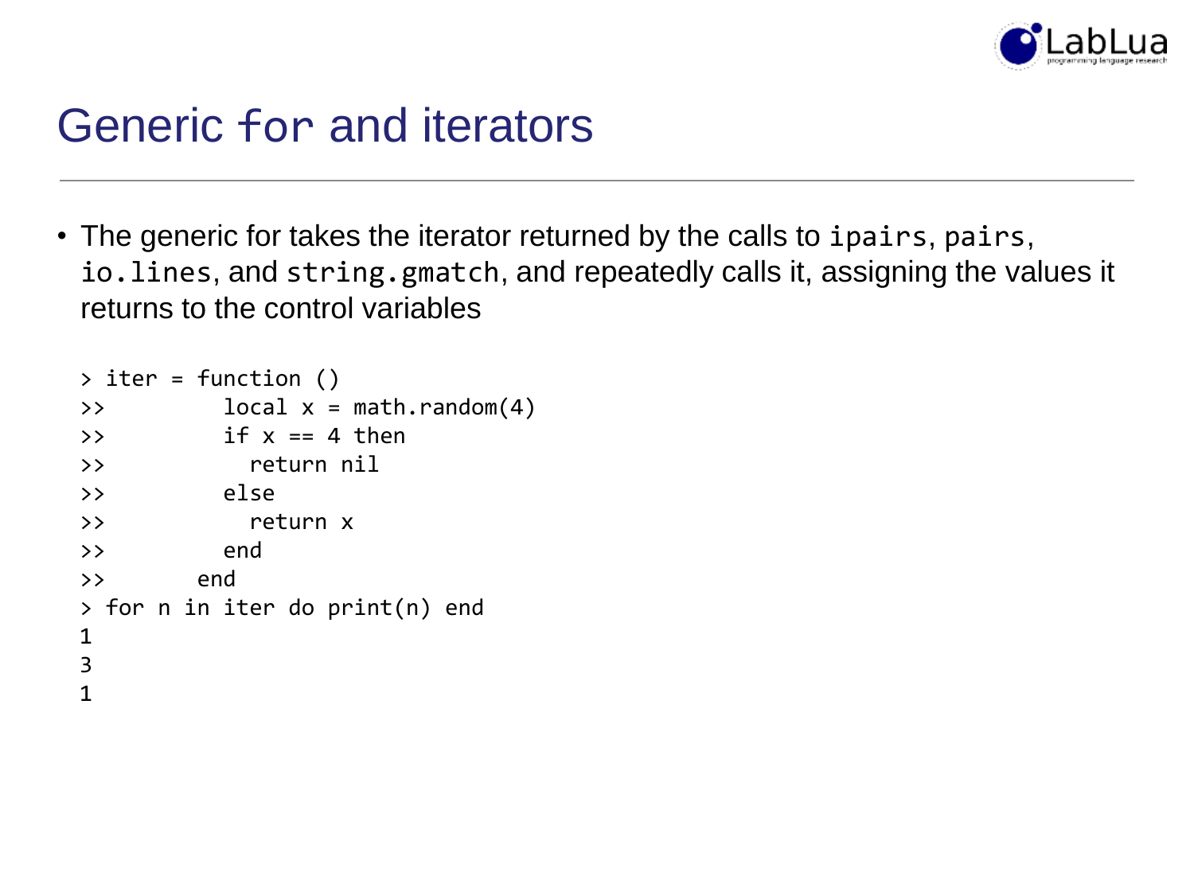# Generic `for` and iterators

- The generic for takes the iterator returned by the calls to `ipairs`, `pairs`, `io.lines`, and `string.gmatch`, and repeatedly calls it, assigning the values it returns to the control variables

```
> iter = function ()
>>         local x = math.random(4)
>>         if x == 4 then
>>           return nil
>>         else
>>           return x
>>         end
>>       end
> for n in iter do print(n) end
1
3
1
```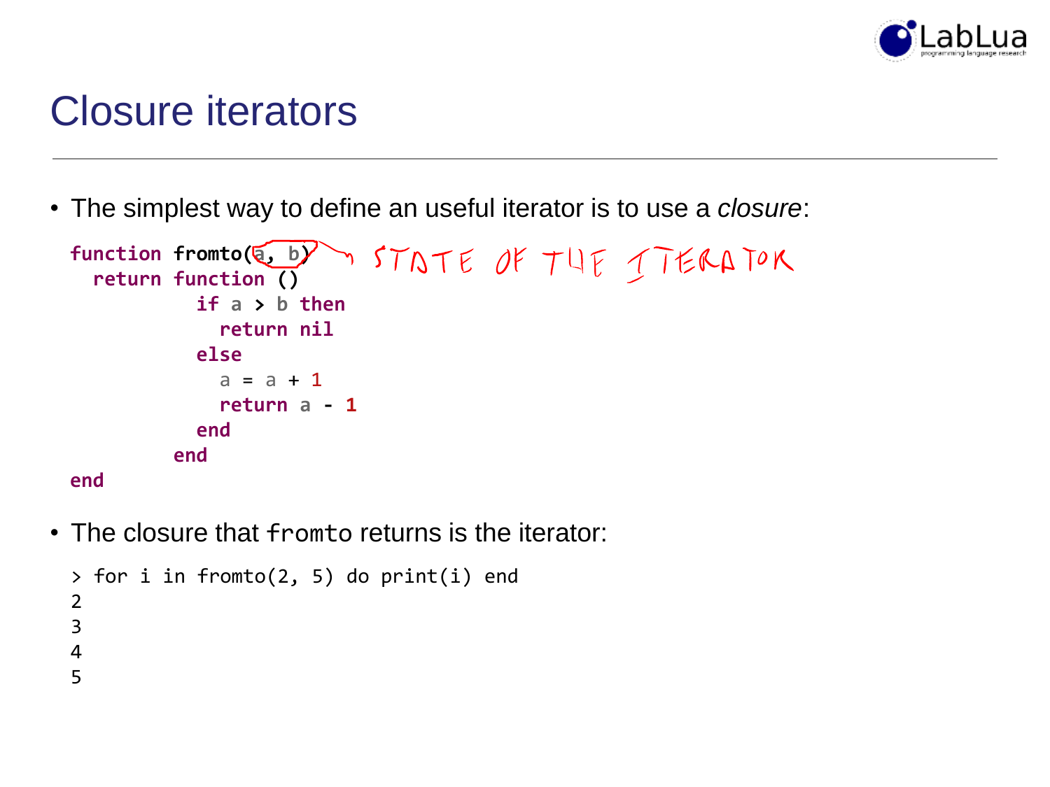# Closure iterators

- The simplest way to define an useful iterator is to use a *closure*:

```
function fromto(a, b)
  return function ()
           if a > b then
             return nil
           else
             a = a + 1
             return a - 1
           end
         end
end
```

STATE OF THE ITERATOR

- The closure that `fromto` returns is the iterator:

```
> for i in fromto(2, 5) do print(i) end
2
3
4
5
```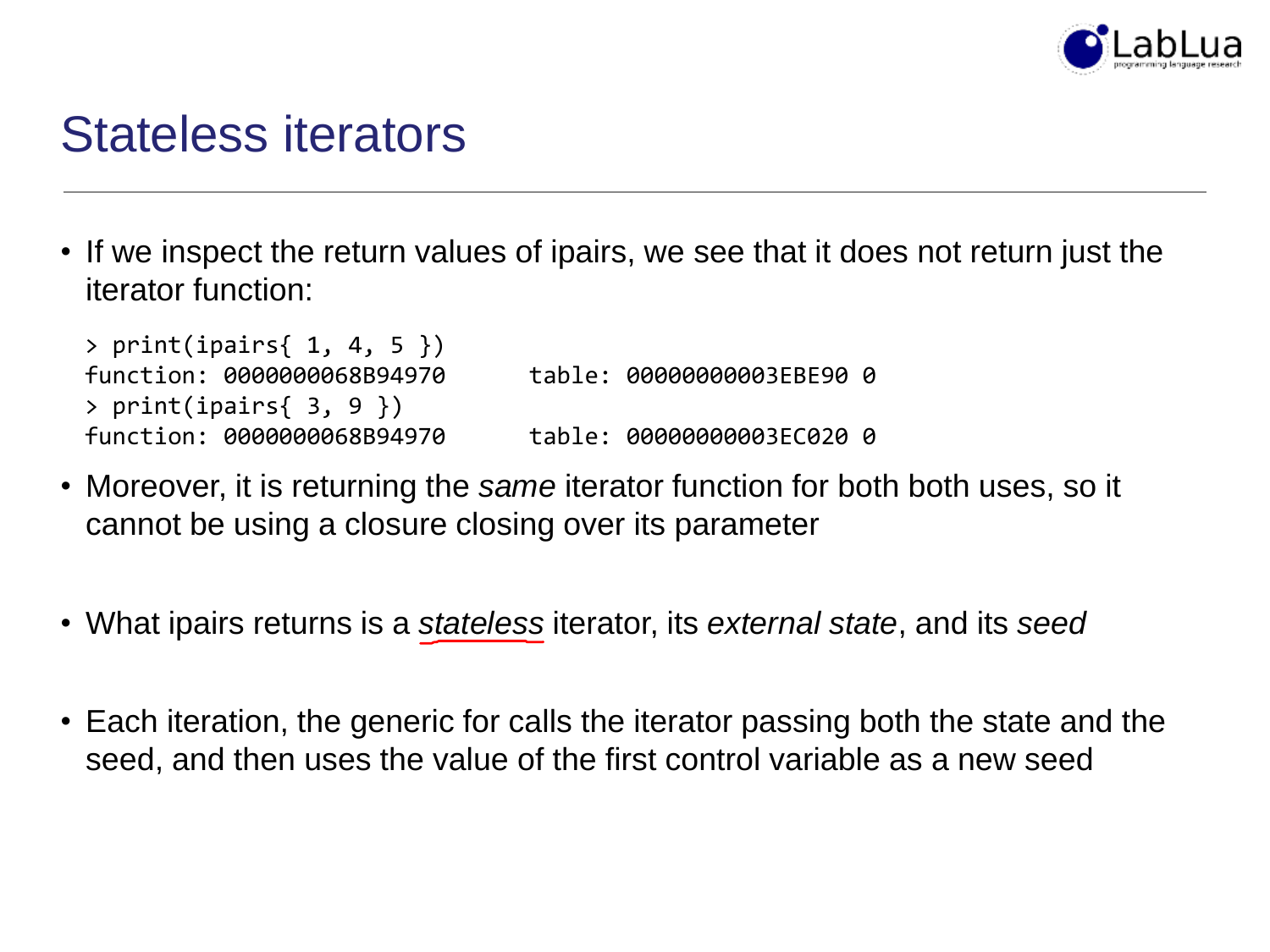# Stateless iterators

- If we inspect the return values of ipairs, we see that it does not return just the iterator function:

```
> print(ipairs{ 1, 4, 5 })
function: 0000000068B94970      table: 00000000003EBE90 0
> print(ipairs{ 3, 9 })
function: 0000000068B94970      table: 00000000003EC020 0
```

- Moreover, it is returning the *same* iterator function for both both uses, so it cannot be using a closure closing over its parameter

- What ipairs returns is a *stateless* iterator, its *external state*, and its *seed*

- Each iteration, the generic for calls the iterator passing both the state and the seed, and then uses the value of the first control variable as a new seed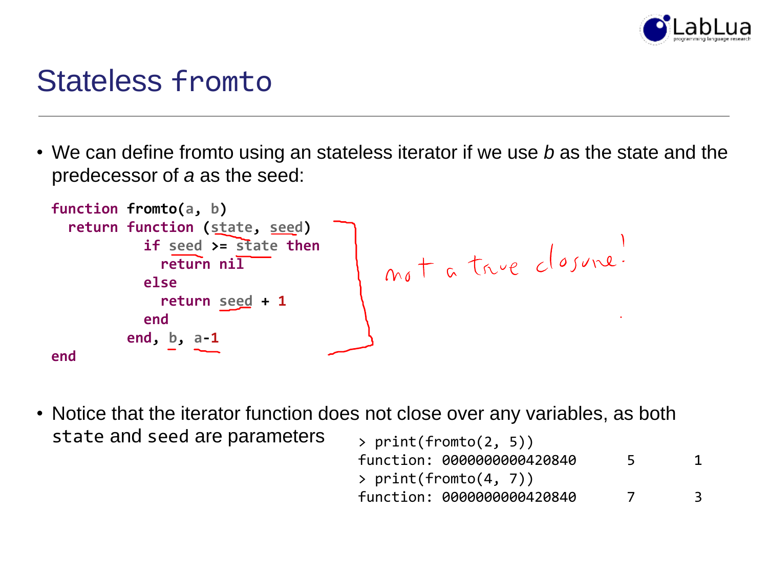# Stateless `fromto`

- We can define fromto using an stateless iterator if we use *b* as the state and the predecessor of *a* as the seed:

```lua
function fromto(a, b)
  return function (state, seed)
           if seed >= state then
             return nil
           else
             return seed + 1
           end
         end, b, a-1
end
```

not a true closure!

- Notice that the iterator function does not close over any variables, as both `state` and `seed` are parameters

```
> print(fromto(2, 5))
function: 0000000000420840      5       1
> print(fromto(4, 7))
function: 0000000000420840      7       3
```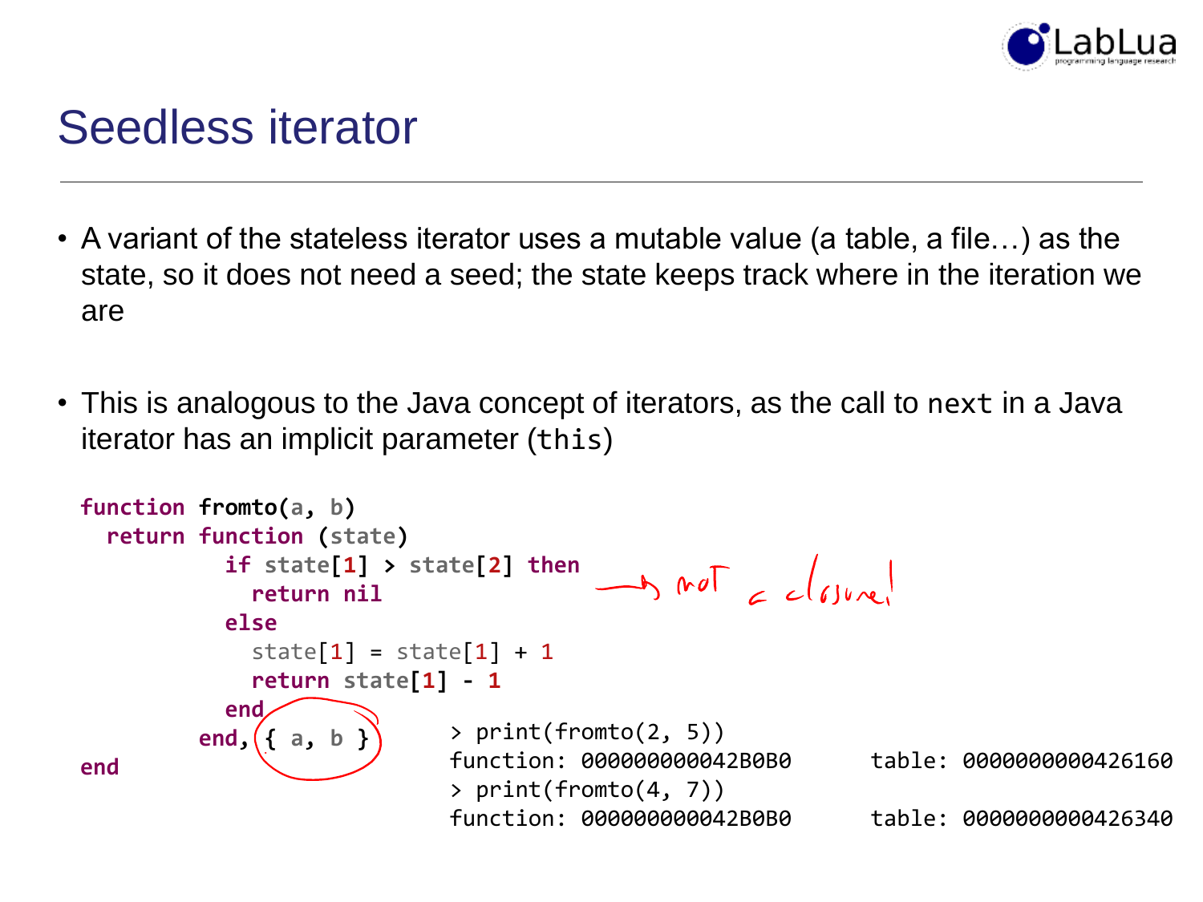# Seedless iterator

- A variant of the stateless iterator uses a mutable value (a table, a file…) as the state, so it does not need a seed; the state keeps track where in the iteration we are

- This is analogous to the Java concept of iterators, as the call to `next` in a Java iterator has an implicit parameter (`this`)

```
function fromto(a, b)
  return function (state)
           if state[1] > state[2] then      --> not a closure!
             return nil
           else
             state[1] = state[1] + 1
             return state[1] - 1
           end
         end, { a, b }
end
```

```
> print(fromto(2, 5))
function: 000000000042B0B0      table: 0000000000426160
> print(fromto(4, 7))
function: 000000000042B0B0      table: 0000000000426340
```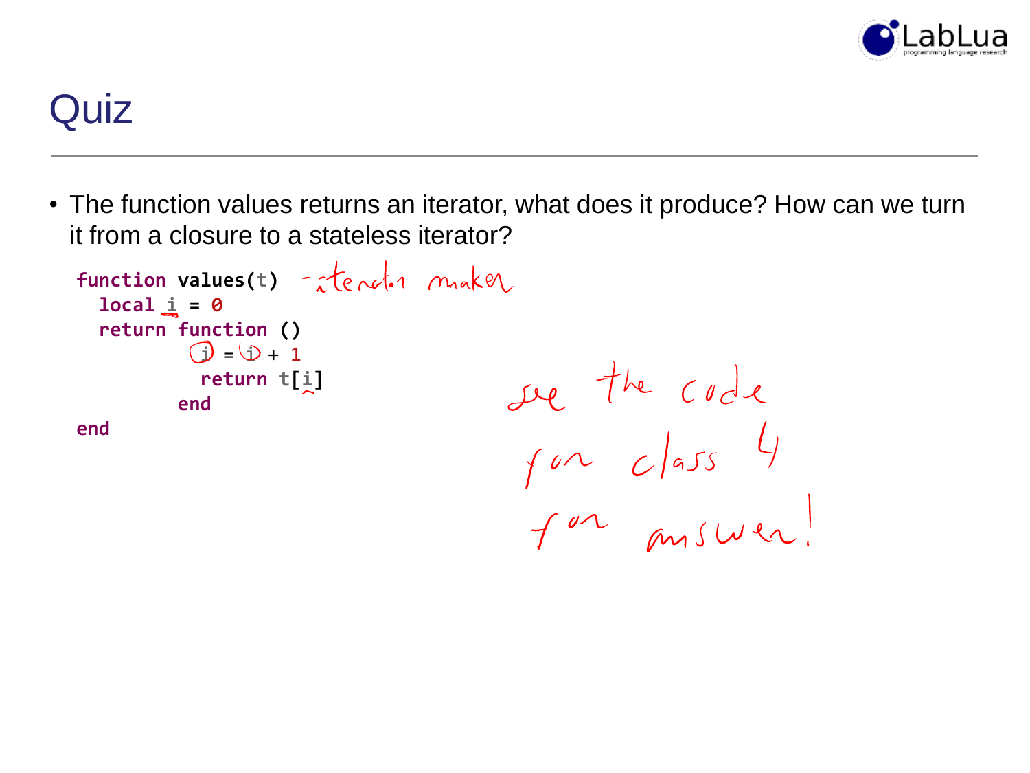# Quiz

- The function values returns an iterator, what does it produce? How can we turn it from a closure to a stateless iterator?

```
function values(t)
  local i = 0
  return function ()
           i = i + 1
           return t[i]
         end
end
```

- iterator maker

see the code for class 4 for answer!